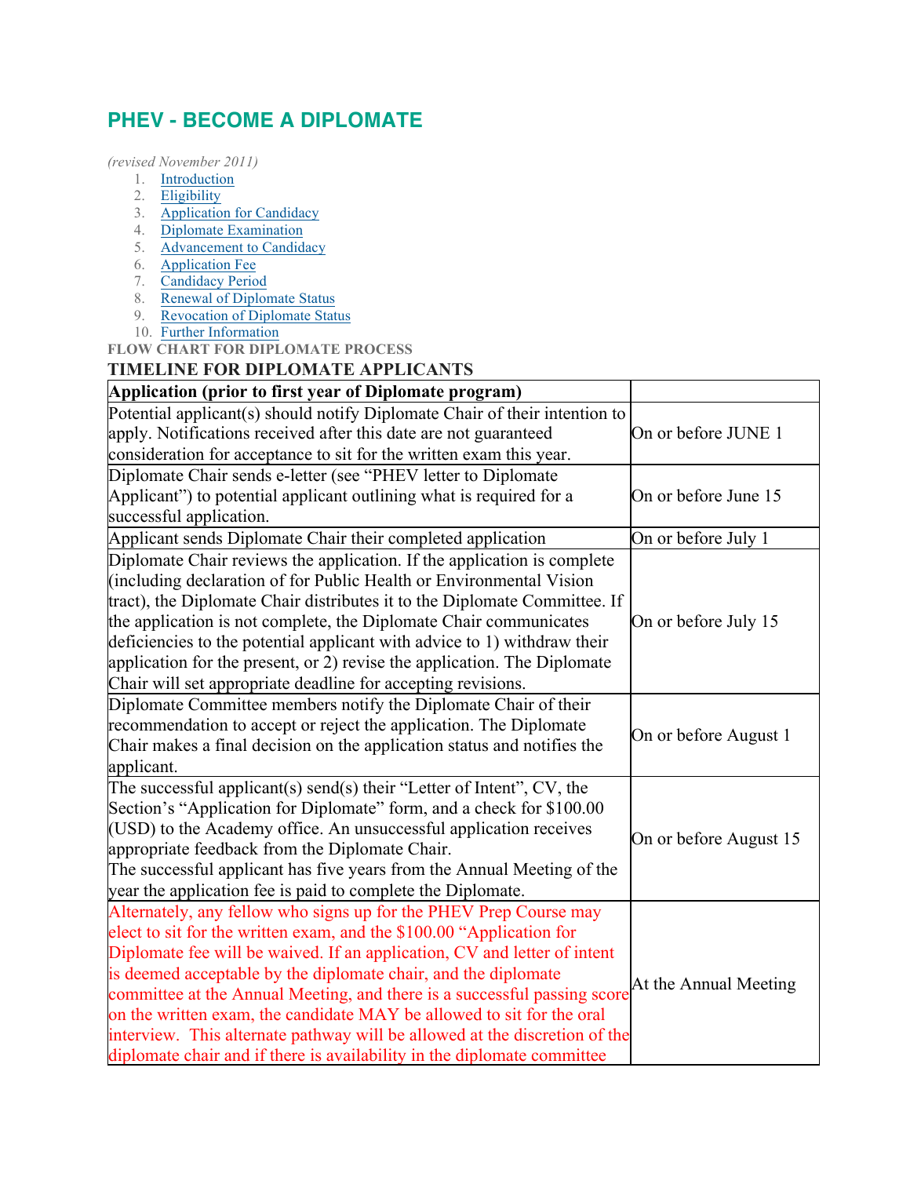# PHEV - BECOME A DIPLOMATE

*(revised November 2011)*

1. Introduction
2. Eligibility
3. Application for Candidacy
4. Diplomate Examination
5. Advancement to Candidacy
6. Application Fee
7. Candidacy Period
8. Renewal of Diplomate Status
9. Revocation of Diplomate Status
10. Further Information

**FLOW CHART FOR DIPLOMATE PROCESS**

## TIMELINE FOR DIPLOMATE APPLICANTS

| **Application (prior to first year of Diplomate program)** | |
|---|---|
| Potential applicant(s) should notify Diplomate Chair of their intention to apply. Notifications received after this date are not guaranteed consideration for acceptance to sit for the written exam this year. | On or before JUNE 1 |
| Diplomate Chair sends e-letter (see "PHEV letter to Diplomate Applicant") to potential applicant outlining what is required for a successful application. | On or before June 15 |
| Applicant sends Diplomate Chair their completed application | On or before July 1 |
| Diplomate Chair reviews the application. If the application is complete (including declaration of for Public Health or Environmental Vision tract), the Diplomate Chair distributes it to the Diplomate Committee. If the application is not complete, the Diplomate Chair communicates deficiencies to the potential applicant with advice to 1) withdraw their application for the present, or 2) revise the application. The Diplomate Chair will set appropriate deadline for accepting revisions. | On or before July 15 |
| Diplomate Committee members notify the Diplomate Chair of their recommendation to accept or reject the application. The Diplomate Chair makes a final decision on the application status and notifies the applicant. | On or before August 1 |
| The successful applicant(s) send(s) their "Letter of Intent", CV, the Section's "Application for Diplomate" form, and a check for $100.00 (USD) to the Academy office. An unsuccessful application receives appropriate feedback from the Diplomate Chair.<br>The successful applicant has five years from the Annual Meeting of the year the application fee is paid to complete the Diplomate. | On or before August 15 |
| Alternately, any fellow who signs up for the PHEV Prep Course may elect to sit for the written exam, and the $100.00 "Application for Diplomate fee will be waived. If an application, CV and letter of intent is deemed acceptable by the diplomate chair, and the diplomate committee at the Annual Meeting, and there is a successful passing score on the written exam, the candidate MAY be allowed to sit for the oral interview. This alternate pathway will be allowed at the discretion of the diplomate chair and if there is availability in the diplomate committee | At the Annual Meeting |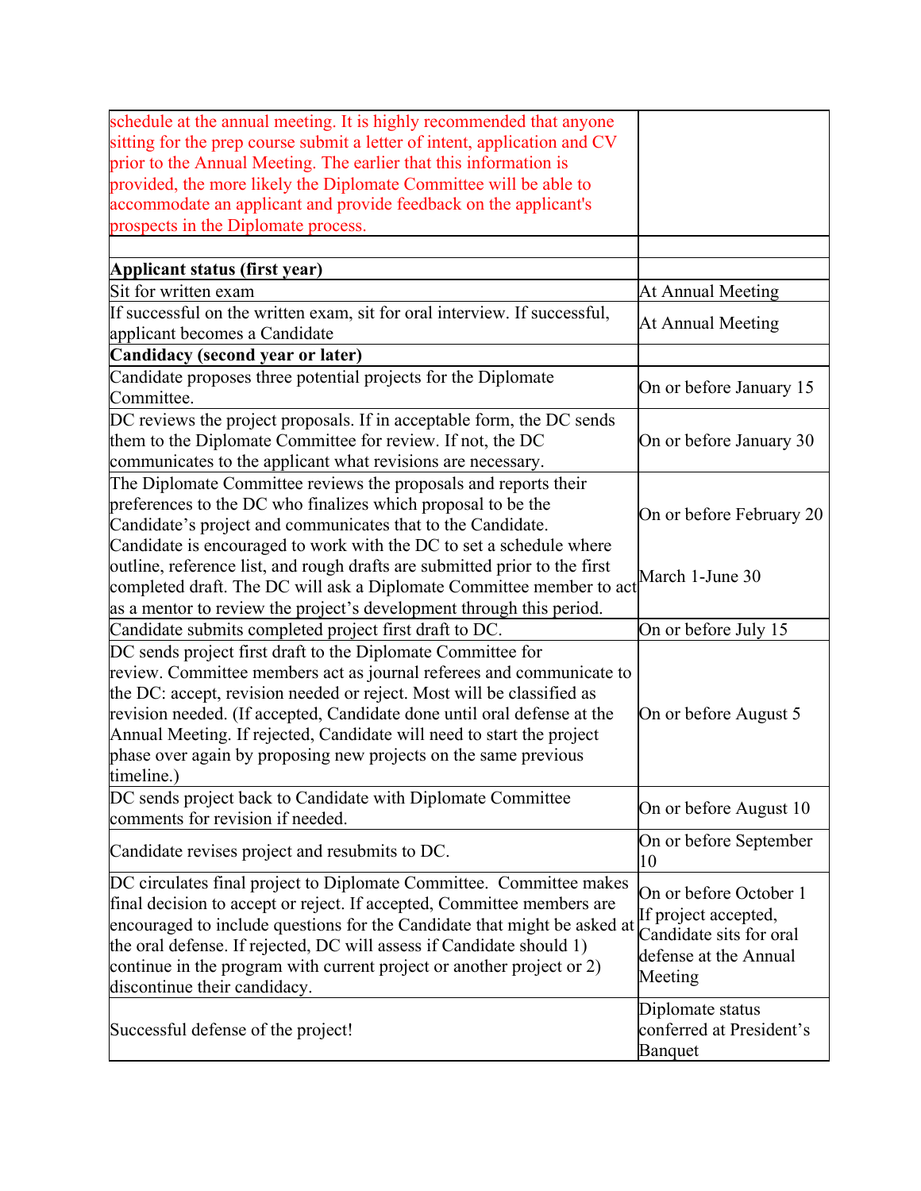| | |
|---|---|
| schedule at the annual meeting. It is highly recommended that anyone sitting for the prep course submit a letter of intent, application and CV prior to the Annual Meeting. The earlier that this information is provided, the more likely the Diplomate Committee will be able to accommodate an applicant and provide feedback on the applicant's prospects in the Diplomate process. | |
| | |
| **Applicant status (first year)** | |
| Sit for written exam | At Annual Meeting |
| If successful on the written exam, sit for oral interview. If successful, applicant becomes a Candidate | At Annual Meeting |
| **Candidacy (second year or later)** | |
| Candidate proposes three potential projects for the Diplomate Committee. | On or before January 15 |
| DC reviews the project proposals. If in acceptable form, the DC sends them to the Diplomate Committee for review. If not, the DC communicates to the applicant what revisions are necessary. | On or before January 30 |
| The Diplomate Committee reviews the proposals and reports their preferences to the DC who finalizes which proposal to be the Candidate's project and communicates that to the Candidate. Candidate is encouraged to work with the DC to set a schedule where outline, reference list, and rough drafts are submitted prior to the first completed draft. The DC will ask a Diplomate Committee member to act as a mentor to review the project's development through this period. | On or before February 20<br><br>March 1-June 30 |
| Candidate submits completed project first draft to DC. | On or before July 15 |
| DC sends project first draft to the Diplomate Committee for review. Committee members act as journal referees and communicate to the DC: accept, revision needed or reject. Most will be classified as revision needed. (If accepted, Candidate done until oral defense at the Annual Meeting. If rejected, Candidate will need to start the project phase over again by proposing new projects on the same previous timeline.) | On or before August 5 |
| DC sends project back to Candidate with Diplomate Committee comments for revision if needed. | On or before August 10 |
| Candidate revises project and resubmits to DC. | On or before September 10 |
| DC circulates final project to Diplomate Committee. Committee makes final decision to accept or reject. If accepted, Committee members are encouraged to include questions for the Candidate that might be asked at the oral defense. If rejected, DC will assess if Candidate should 1) continue in the program with current project or another project or 2) discontinue their candidacy. | On or before October 1<br>If project accepted, Candidate sits for oral defense at the Annual Meeting |
| Successful defense of the project! | Diplomate status conferred at President's Banquet |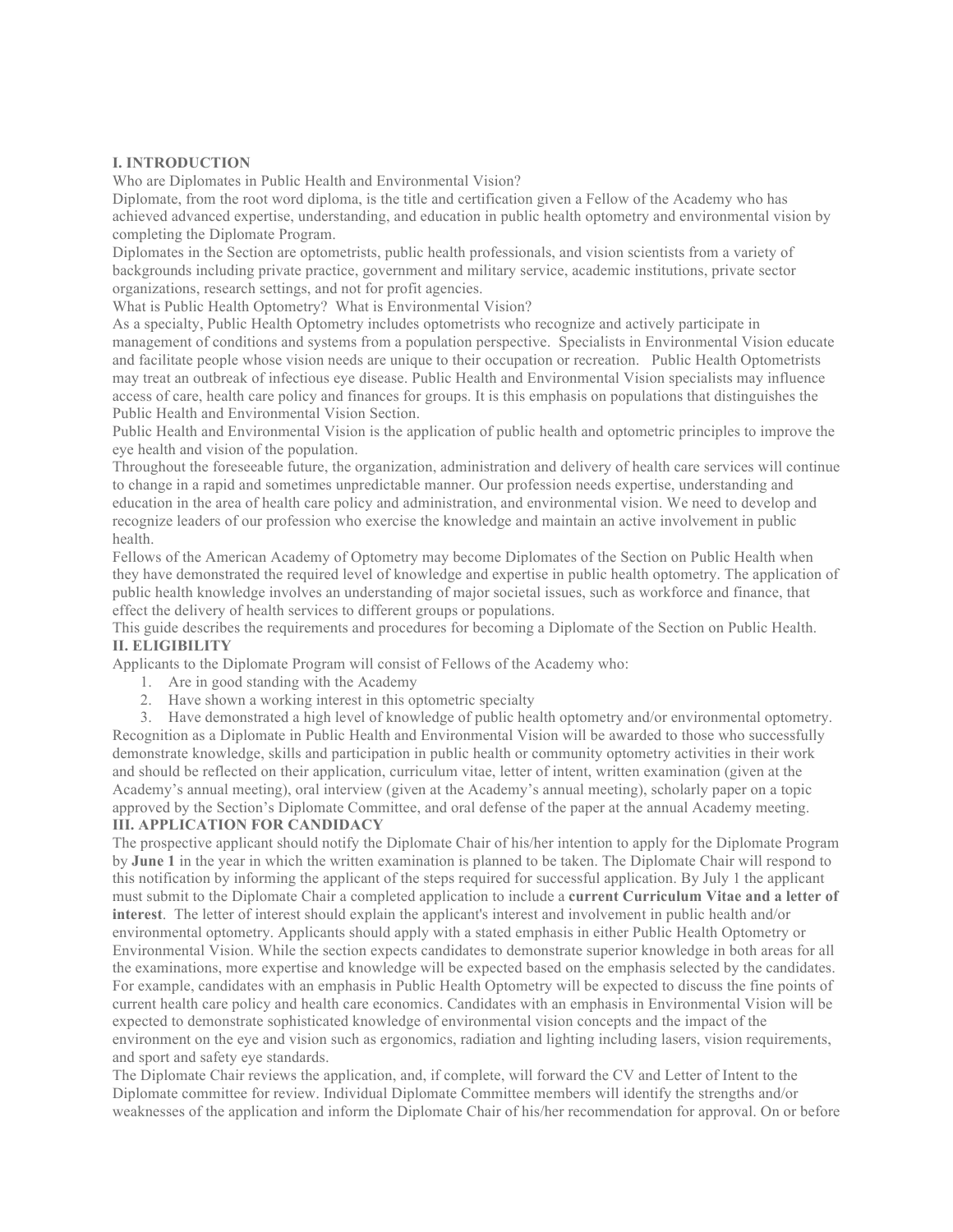## I. INTRODUCTION

Who are Diplomates in Public Health and Environmental Vision?

Diplomate, from the root word diploma, is the title and certification given a Fellow of the Academy who has achieved advanced expertise, understanding, and education in public health optometry and environmental vision by completing the Diplomate Program.

Diplomates in the Section are optometrists, public health professionals, and vision scientists from a variety of backgrounds including private practice, government and military service, academic institutions, private sector organizations, research settings, and not for profit agencies.

What is Public Health Optometry? What is Environmental Vision?

As a specialty, Public Health Optometry includes optometrists who recognize and actively participate in management of conditions and systems from a population perspective. Specialists in Environmental Vision educate and facilitate people whose vision needs are unique to their occupation or recreation. Public Health Optometrists may treat an outbreak of infectious eye disease. Public Health and Environmental Vision specialists may influence access of care, health care policy and finances for groups. It is this emphasis on populations that distinguishes the Public Health and Environmental Vision Section.

Public Health and Environmental Vision is the application of public health and optometric principles to improve the eye health and vision of the population.

Throughout the foreseeable future, the organization, administration and delivery of health care services will continue to change in a rapid and sometimes unpredictable manner. Our profession needs expertise, understanding and education in the area of health care policy and administration, and environmental vision. We need to develop and recognize leaders of our profession who exercise the knowledge and maintain an active involvement in public health.

Fellows of the American Academy of Optometry may become Diplomates of the Section on Public Health when they have demonstrated the required level of knowledge and expertise in public health optometry. The application of public health knowledge involves an understanding of major societal issues, such as workforce and finance, that effect the delivery of health services to different groups or populations.

This guide describes the requirements and procedures for becoming a Diplomate of the Section on Public Health.

## II. ELIGIBILITY

Applicants to the Diplomate Program will consist of Fellows of the Academy who:

1. Are in good standing with the Academy
2. Have shown a working interest in this optometric specialty
3. Have demonstrated a high level of knowledge of public health optometry and/or environmental optometry.

Recognition as a Diplomate in Public Health and Environmental Vision will be awarded to those who successfully demonstrate knowledge, skills and participation in public health or community optometry activities in their work and should be reflected on their application, curriculum vitae, letter of intent, written examination (given at the Academy's annual meeting), oral interview (given at the Academy's annual meeting), scholarly paper on a topic approved by the Section's Diplomate Committee, and oral defense of the paper at the annual Academy meeting.

## III. APPLICATION FOR CANDIDACY

The prospective applicant should notify the Diplomate Chair of his/her intention to apply for the Diplomate Program by **June 1** in the year in which the written examination is planned to be taken. The Diplomate Chair will respond to this notification by informing the applicant of the steps required for successful application. By July 1 the applicant must submit to the Diplomate Chair a completed application to include a **current Curriculum Vitae and a letter of interest**. The letter of interest should explain the applicant's interest and involvement in public health and/or environmental optometry. Applicants should apply with a stated emphasis in either Public Health Optometry or Environmental Vision. While the section expects candidates to demonstrate superior knowledge in both areas for all the examinations, more expertise and knowledge will be expected based on the emphasis selected by the candidates. For example, candidates with an emphasis in Public Health Optometry will be expected to discuss the fine points of current health care policy and health care economics. Candidates with an emphasis in Environmental Vision will be expected to demonstrate sophisticated knowledge of environmental vision concepts and the impact of the environment on the eye and vision such as ergonomics, radiation and lighting including lasers, vision requirements, and sport and safety eye standards.

The Diplomate Chair reviews the application, and, if complete, will forward the CV and Letter of Intent to the Diplomate committee for review. Individual Diplomate Committee members will identify the strengths and/or weaknesses of the application and inform the Diplomate Chair of his/her recommendation for approval. On or before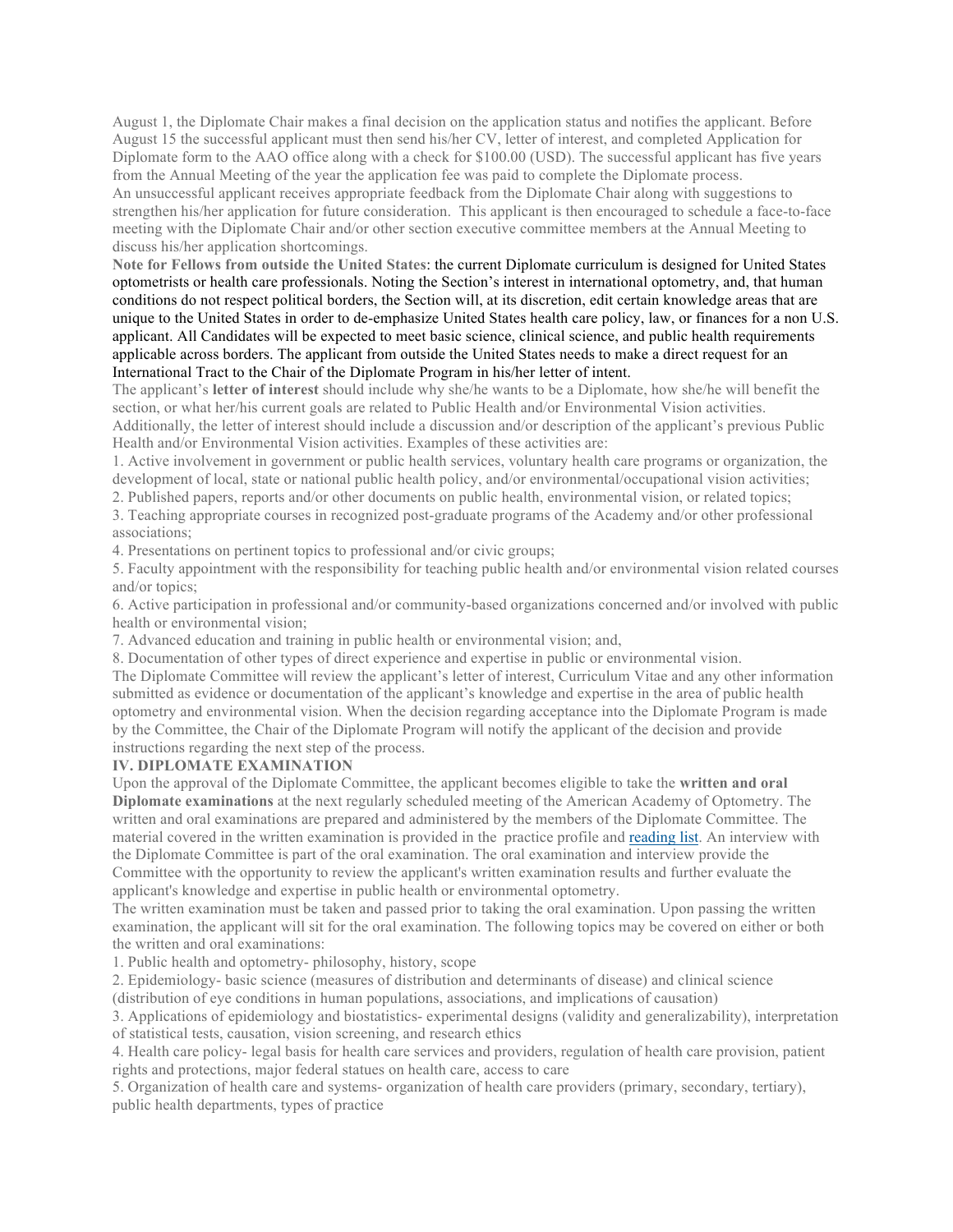August 1, the Diplomate Chair makes a final decision on the application status and notifies the applicant. Before August 15 the successful applicant must then send his/her CV, letter of interest, and completed Application for Diplomate form to the AAO office along with a check for $100.00 (USD). The successful applicant has five years from the Annual Meeting of the year the application fee was paid to complete the Diplomate process.

An unsuccessful applicant receives appropriate feedback from the Diplomate Chair along with suggestions to strengthen his/her application for future consideration. This applicant is then encouraged to schedule a face-to-face meeting with the Diplomate Chair and/or other section executive committee members at the Annual Meeting to discuss his/her application shortcomings.

**Note for Fellows from outside the United States**: the current Diplomate curriculum is designed for United States optometrists or health care professionals. Noting the Section's interest in international optometry, and, that human conditions do not respect political borders, the Section will, at its discretion, edit certain knowledge areas that are unique to the United States in order to de-emphasize United States health care policy, law, or finances for a non U.S. applicant. All Candidates will be expected to meet basic science, clinical science, and public health requirements applicable across borders. The applicant from outside the United States needs to make a direct request for an International Tract to the Chair of the Diplomate Program in his/her letter of intent.

The applicant's **letter of interest** should include why she/he wants to be a Diplomate, how she/he will benefit the section, or what her/his current goals are related to Public Health and/or Environmental Vision activities. Additionally, the letter of interest should include a discussion and/or description of the applicant's previous Public Health and/or Environmental Vision activities. Examples of these activities are:

1. Active involvement in government or public health services, voluntary health care programs or organization, the development of local, state or national public health policy, and/or environmental/occupational vision activities;
2. Published papers, reports and/or other documents on public health, environmental vision, or related topics;
3. Teaching appropriate courses in recognized post-graduate programs of the Academy and/or other professional associations;
4. Presentations on pertinent topics to professional and/or civic groups;
5. Faculty appointment with the responsibility for teaching public health and/or environmental vision related courses and/or topics;
6. Active participation in professional and/or community-based organizations concerned and/or involved with public health or environmental vision;
7. Advanced education and training in public health or environmental vision; and,
8. Documentation of other types of direct experience and expertise in public or environmental vision.

The Diplomate Committee will review the applicant's letter of interest, Curriculum Vitae and any other information submitted as evidence or documentation of the applicant's knowledge and expertise in the area of public health optometry and environmental vision. When the decision regarding acceptance into the Diplomate Program is made by the Committee, the Chair of the Diplomate Program will notify the applicant of the decision and provide instructions regarding the next step of the process.

## IV. DIPLOMATE EXAMINATION

Upon the approval of the Diplomate Committee, the applicant becomes eligible to take the **written and oral Diplomate examinations** at the next regularly scheduled meeting of the American Academy of Optometry. The written and oral examinations are prepared and administered by the members of the Diplomate Committee. The material covered in the written examination is provided in the practice profile and reading list. An interview with the Diplomate Committee is part of the oral examination. The oral examination and interview provide the Committee with the opportunity to review the applicant's written examination results and further evaluate the applicant's knowledge and expertise in public health or environmental optometry.

The written examination must be taken and passed prior to taking the oral examination. Upon passing the written examination, the applicant will sit for the oral examination. The following topics may be covered on either or both the written and oral examinations:

1. Public health and optometry- philosophy, history, scope
2. Epidemiology- basic science (measures of distribution and determinants of disease) and clinical science (distribution of eye conditions in human populations, associations, and implications of causation)
3. Applications of epidemiology and biostatistics- experimental designs (validity and generalizability), interpretation of statistical tests, causation, vision screening, and research ethics
4. Health care policy- legal basis for health care services and providers, regulation of health care provision, patient rights and protections, major federal statues on health care, access to care
5. Organization of health care and systems- organization of health care providers (primary, secondary, tertiary), public health departments, types of practice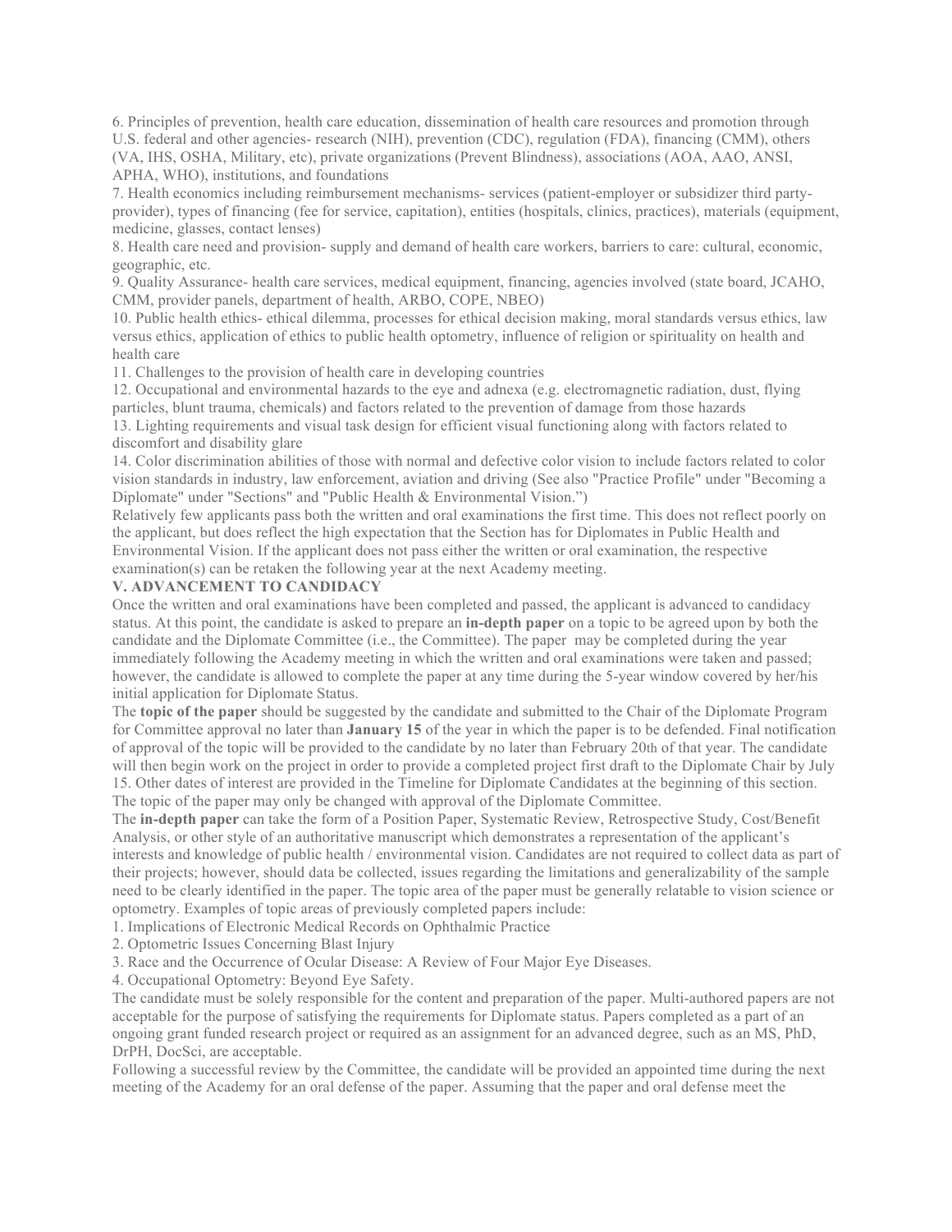6. Principles of prevention, health care education, dissemination of health care resources and promotion through U.S. federal and other agencies- research (NIH), prevention (CDC), regulation (FDA), financing (CMM), others (VA, IHS, OSHA, Military, etc), private organizations (Prevent Blindness), associations (AOA, AAO, ANSI, APHA, WHO), institutions, and foundations
7. Health economics including reimbursement mechanisms- services (patient-employer or subsidizer third party-provider), types of financing (fee for service, capitation), entities (hospitals, clinics, practices), materials (equipment, medicine, glasses, contact lenses)
8. Health care need and provision- supply and demand of health care workers, barriers to care: cultural, economic, geographic, etc.
9. Quality Assurance- health care services, medical equipment, financing, agencies involved (state board, JCAHO, CMM, provider panels, department of health, ARBO, COPE, NBEO)
10. Public health ethics- ethical dilemma, processes for ethical decision making, moral standards versus ethics, law versus ethics, application of ethics to public health optometry, influence of religion or spirituality on health and health care
11. Challenges to the provision of health care in developing countries
12. Occupational and environmental hazards to the eye and adnexa (e.g. electromagnetic radiation, dust, flying particles, blunt trauma, chemicals) and factors related to the prevention of damage from those hazards
13. Lighting requirements and visual task design for efficient visual functioning along with factors related to discomfort and disability glare
14. Color discrimination abilities of those with normal and defective color vision to include factors related to color vision standards in industry, law enforcement, aviation and driving (See also "Practice Profile" under "Becoming a Diplomate" under "Sections" and "Public Health & Environmental Vision.")

Relatively few applicants pass both the written and oral examinations the first time. This does not reflect poorly on the applicant, but does reflect the high expectation that the Section has for Diplomates in Public Health and Environmental Vision. If the applicant does not pass either the written or oral examination, the respective examination(s) can be retaken the following year at the next Academy meeting.

**V. ADVANCEMENT TO CANDIDACY**

Once the written and oral examinations have been completed and passed, the applicant is advanced to candidacy status. At this point, the candidate is asked to prepare an **in-depth paper** on a topic to be agreed upon by both the candidate and the Diplomate Committee (i.e., the Committee). The paper may be completed during the year immediately following the Academy meeting in which the written and oral examinations were taken and passed; however, the candidate is allowed to complete the paper at any time during the 5-year window covered by her/his initial application for Diplomate Status.

The **topic of the paper** should be suggested by the candidate and submitted to the Chair of the Diplomate Program for Committee approval no later than **January 15** of the year in which the paper is to be defended. Final notification of approval of the topic will be provided to the candidate by no later than February 20th of that year. The candidate will then begin work on the project in order to provide a completed project first draft to the Diplomate Chair by July 15. Other dates of interest are provided in the Timeline for Diplomate Candidates at the beginning of this section. The topic of the paper may only be changed with approval of the Diplomate Committee.

The **in-depth paper** can take the form of a Position Paper, Systematic Review, Retrospective Study, Cost/Benefit Analysis, or other style of an authoritative manuscript which demonstrates a representation of the applicant's interests and knowledge of public health / environmental vision. Candidates are not required to collect data as part of their projects; however, should data be collected, issues regarding the limitations and generalizability of the sample need to be clearly identified in the paper. The topic area of the paper must be generally relatable to vision science or optometry. Examples of topic areas of previously completed papers include:

1. Implications of Electronic Medical Records on Ophthalmic Practice
2. Optometric Issues Concerning Blast Injury
3. Race and the Occurrence of Ocular Disease: A Review of Four Major Eye Diseases.
4. Occupational Optometry: Beyond Eye Safety.

The candidate must be solely responsible for the content and preparation of the paper. Multi-authored papers are not acceptable for the purpose of satisfying the requirements for Diplomate status. Papers completed as a part of an ongoing grant funded research project or required as an assignment for an advanced degree, such as an MS, PhD, DrPH, DocSci, are acceptable.

Following a successful review by the Committee, the candidate will be provided an appointed time during the next meeting of the Academy for an oral defense of the paper. Assuming that the paper and oral defense meet the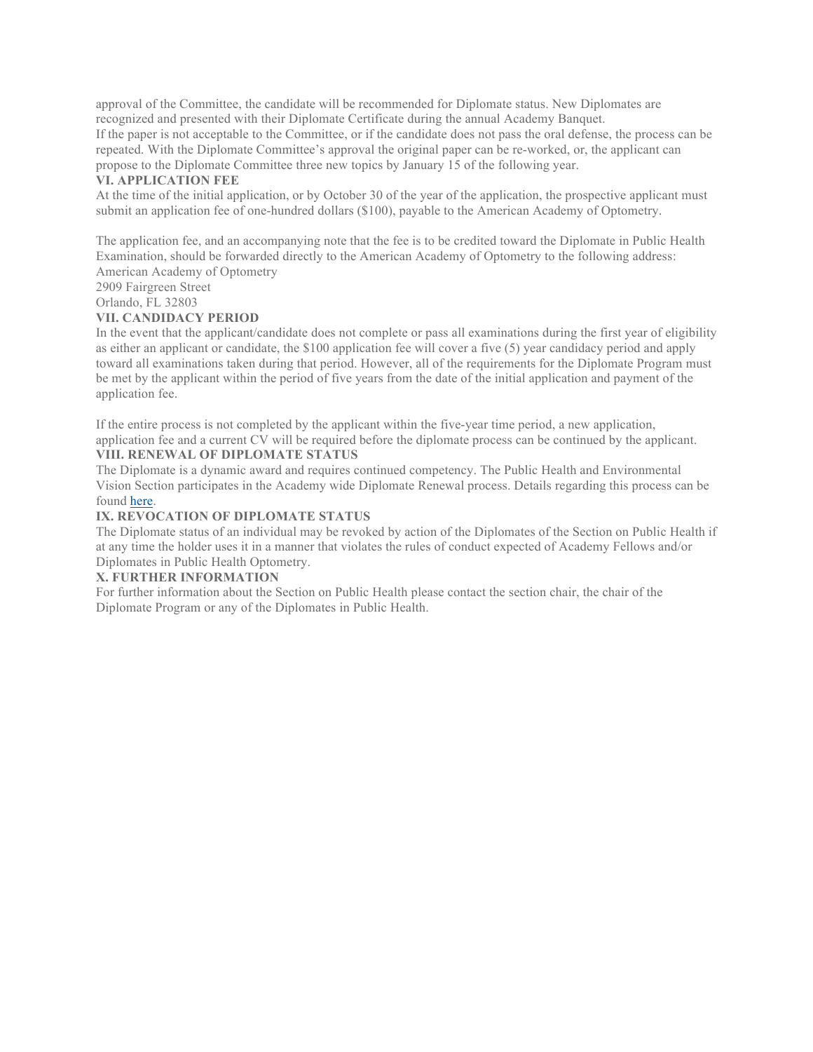approval of the Committee, the candidate will be recommended for Diplomate status. New Diplomates are recognized and presented with their Diplomate Certificate during the annual Academy Banquet.

If the paper is not acceptable to the Committee, or if the candidate does not pass the oral defense, the process can be repeated. With the Diplomate Committee's approval the original paper can be re-worked, or, the applicant can propose to the Diplomate Committee three new topics by January 15 of the following year.

### VI. APPLICATION FEE

At the time of the initial application, or by October 30 of the year of the application, the prospective applicant must submit an application fee of one-hundred dollars ($100), payable to the American Academy of Optometry.

The application fee, and an accompanying note that the fee is to be credited toward the Diplomate in Public Health Examination, should be forwarded directly to the American Academy of Optometry to the following address:

American Academy of Optometry
2909 Fairgreen Street
Orlando, FL 32803

### VII. CANDIDACY PERIOD

In the event that the applicant/candidate does not complete or pass all examinations during the first year of eligibility as either an applicant or candidate, the $100 application fee will cover a five (5) year candidacy period and apply toward all examinations taken during that period. However, all of the requirements for the Diplomate Program must be met by the applicant within the period of five years from the date of the initial application and payment of the application fee.

If the entire process is not completed by the applicant within the five-year time period, a new application, application fee and a current CV will be required before the diplomate process can be continued by the applicant.

### VIII. RENEWAL OF DIPLOMATE STATUS

The Diplomate is a dynamic award and requires continued competency. The Public Health and Environmental Vision Section participates in the Academy wide Diplomate Renewal process. Details regarding this process can be found here.

### IX. REVOCATION OF DIPLOMATE STATUS

The Diplomate status of an individual may be revoked by action of the Diplomates of the Section on Public Health if at any time the holder uses it in a manner that violates the rules of conduct expected of Academy Fellows and/or Diplomates in Public Health Optometry.

### X. FURTHER INFORMATION

For further information about the Section on Public Health please contact the section chair, the chair of the Diplomate Program or any of the Diplomates in Public Health.